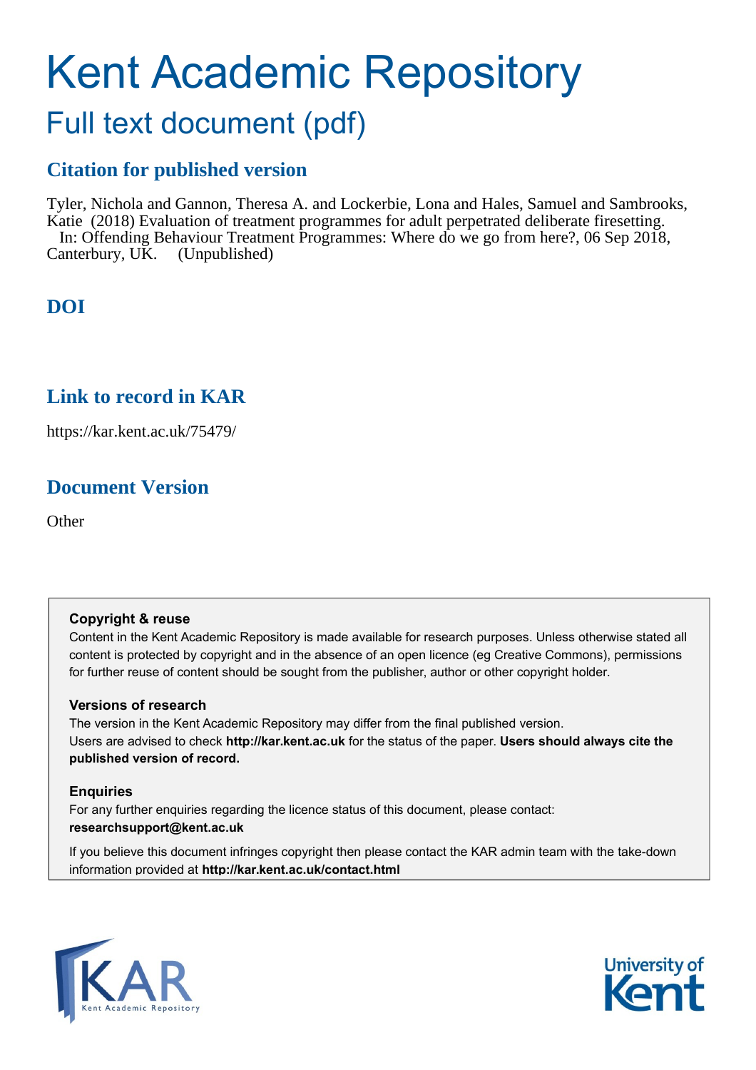# Kent Academic Repository

## Full text document (pdf)

### Citation for published version

Tyler, Nichola and Gannon, Theresa A. and Lockerbie, Lona and Hales, Samuel and Sambrooks, Katie (2018) Evaluation of treatment programmes for adult perpetrated deliberate firesetting. In: Offending Behaviour Treatment Programmes: Where do we go from here?, 06 Sep 2018, Canterbury, UK. (Unpublished)

### DOI

### Link to record in KAR

https://kar.kent.ac.uk/75479/

### Document Version

Other

**Copyright & reuse**

Content in the Kent Academic Repository is made available for research purposes. Unless otherwise stated all content is protected by copyright and in the absence of an open licence (eg Creative Commons), permissions for further reuse of content should be sought from the publisher, author or other copyright holder.

**Versions of research**

The version in the Kent Academic Repository may differ from the final published version. Users are advised to check **http://kar.kent.ac.uk** for the status of the paper. **Users should always cite the published version of record.**

**Enquiries**

For any further enquiries regarding the licence status of this document, please contact: **researchsupport@kent.ac.uk**

If you believe this document infringes copyright then please contact the KAR admin team with the take-down information provided at **http://kar.kent.ac.uk/contact.html**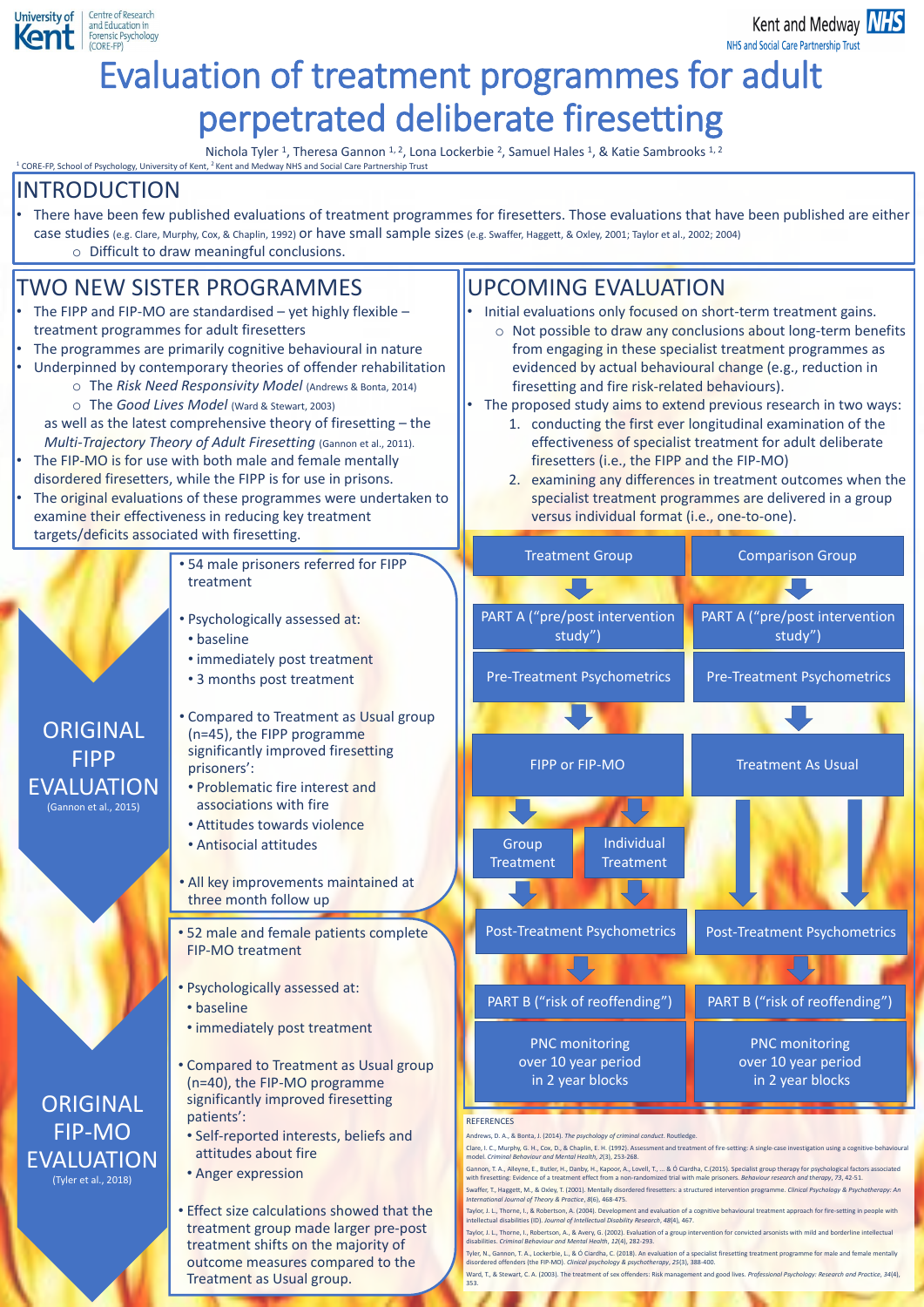University of Kent | Centre of Research and Education in Forensic Psychology (CORE-FP)

Kent and Medway NHS and Social Care Partnership Trust

# Evaluation of treatment programmes for adult perpetrated deliberate firesetting

Nichola Tyler [1], Theresa Gannon [1, 2], Lona Lockerbie [2], Samuel Hales [1], & Katie Sambrooks [1, 2]

[1] CORE-FP, School of Psychology, University of Kent, [2] Kent and Medway NHS and Social Care Partnership Trust

## INTRODUCTION

- There have been few published evaluations of treatment programmes for firesetters. Those evaluations that have been published are either case studies (e.g. Clare, Murphy, Cox, & Chaplin, 1992) or have small sample sizes (e.g. Swaffer, Haggett, & Oxley, 2001; Taylor et al., 2002; 2004)
  - Difficult to draw meaningful conclusions.

## TWO NEW SISTER PROGRAMMES

- The FIPP and FIP-MO are standardised – yet highly flexible – treatment programmes for adult firesetters
- The programmes are primarily cognitive behavioural in nature
- Underpinned by contemporary theories of offender rehabilitation
  - The *Risk Need Responsivity Model* (Andrews & Bonta, 2014)
  - The *Good Lives Model* (Ward & Stewart, 2003)

  as well as the latest comprehensive theory of firesetting – the *Multi-Trajectory Theory of Adult Firesetting* (Gannon et al., 2011).
- The FIP-MO is for use with both male and female mentally disordered firesetters, while the FIPP is for use in prisons.
- The original evaluations of these programmes were undertaken to examine their effectiveness in reducing key treatment targets/deficits associated with firesetting.

### ORIGINAL FIPP EVALUATION (Gannon et al., 2015)

- 54 male prisoners referred for FIPP treatment
- Psychologically assessed at:
  - baseline
  - immediately post treatment
  - 3 months post treatment
- Compared to Treatment as Usual group (n=45), the FIPP programme significantly improved firesetting prisoners':
  - Problematic fire interest and associations with fire
  - Attitudes towards violence
  - Antisocial attitudes
- All key improvements maintained at three month follow up

### ORIGINAL FIP-MO EVALUATION (Tyler et al., 2018)

- 52 male and female patients complete FIP-MO treatment
- Psychologically assessed at:
  - baseline
  - immediately post treatment
- Compared to Treatment as Usual group (n=40), the FIP-MO programme significantly improved firesetting patients':
  - Self-reported interests, beliefs and attitudes about fire
  - Anger expression
- Effect size calculations showed that the treatment group made larger pre-post treatment shifts on the majority of outcome measures compared to the Treatment as Usual group.

## UPCOMING EVALUATION

- Initial evaluations only focused on short-term treatment gains.
  - Not possible to draw any conclusions about long-term benefits from engaging in these specialist treatment programmes as evidenced by actual behavioural change (e.g., reduction in firesetting and fire risk-related behaviours).
- The proposed study aims to extend previous research in two ways:
  1. conducting the first ever longitudinal examination of the effectiveness of specialist treatment for adult deliberate firesetters (i.e., the FIPP and the FIP-MO)
  2. examining any differences in treatment outcomes when the specialist treatment programmes are delivered in a group versus individual format (i.e., one-to-one).

Treatment Group
PART A ("pre/post intervention study")
Pre-Treatment Psychometrics
FIPP or FIP-MO
Group Treatment | Individual Treatment
Post-Treatment Psychometrics
PART B ("risk of reoffending")
PNC monitoring over 10 year period in 2 year blocks

Comparison Group
PART A ("pre/post intervention study")
Pre-Treatment Psychometrics
Treatment As Usual
Post-Treatment Psychometrics
PART B ("risk of reoffending")
PNC monitoring over 10 year period in 2 year blocks

## REFERENCES

Andrews, D. A., & Bonta, J. (2014). *The psychology of criminal conduct*. Routledge.

Clare, I. C., Murphy, G. H., Cox, D., & Chaplin, E. H. (1992). Assessment and treatment of fire-setting: A single-case investigation using a cognitive-behavioural model. *Criminal Behaviour and Mental Health*, *2*(3), 253-268.

Gannon, T. A., Alleyne, E., Butler, H., Danby, H., Kapoor, A., Lovell, T., ... & Ó Ciardha, C.(2015). Specialist group therapy for psychological factors associated with firesetting: Evidence of a treatment effect from a non-randomized trial with male prisoners. *Behaviour research and therapy*, *73*, 42-51.

Swaffer, T., Haggett, M., & Oxley, T. (2001). Mentally disordered firesetters: a structured intervention programme. *Clinical Psychology & Psychotherapy: An International Journal of Theory & Practice*, *8*(6), 468-475.

Taylor, J. L., Thorne, I., & Robertson, A. (2004). Development and evaluation of a cognitive behavioural treatment approach for fire-setting in people with intellectual disabilities (ID). *Journal of Intellectual Disability Research*, *48*(4), 467.

Taylor, J. L., Thorne, I., Robertson, A., & Avery, G. (2002). Evaluation of a group intervention for convicted arsonists with mild and borderline intellectual disabilities. *Criminal Behaviour and Mental Health*, *12*(4), 282-293.

Tyler, N., Gannon, T. A., Lockerbie, L., & Ó Ciardha, C. (2018). An evaluation of a specialist firesetting treatment programme for male and female mentally disordered offenders (the FIP-MO). *Clinical psychology & psychotherapy*, *25*(3), 388-400.

Ward, T., & Stewart, C. A. (2003). The treatment of sex offenders: Risk management and good lives. *Professional Psychology: Research and Practice*, *34*(4), 353.